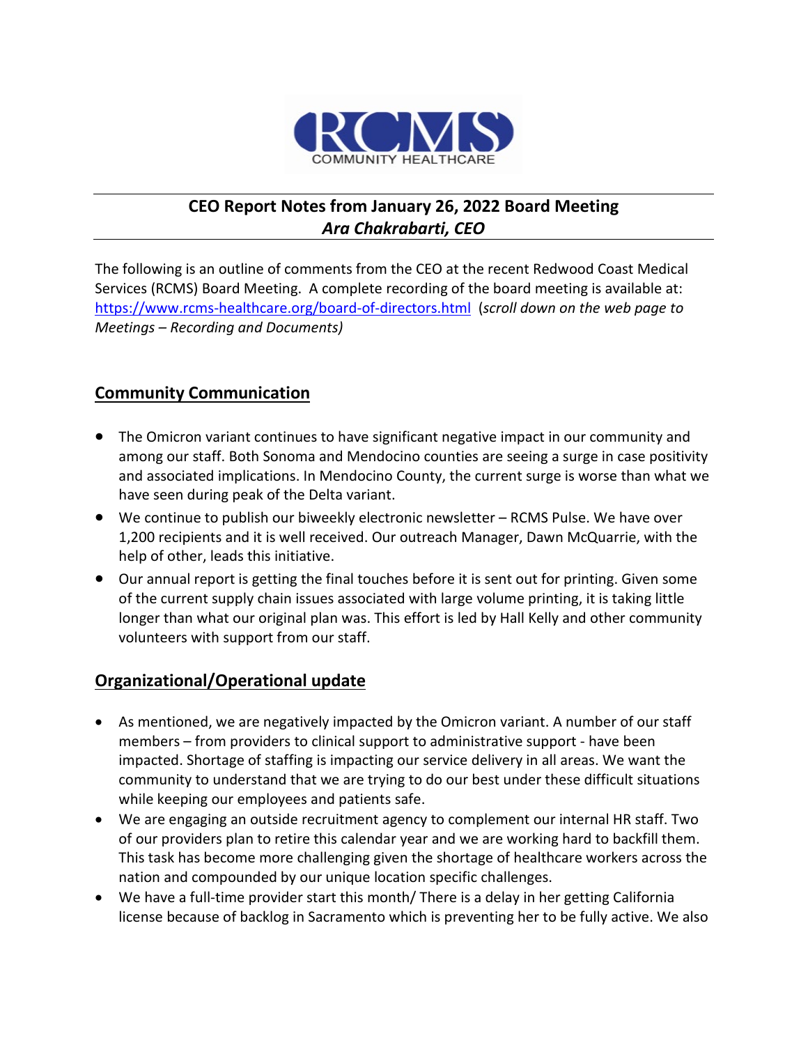RCMS
COMMUNITY HEALTHCARE

## CEO Report Notes from January 26, 2022 Board Meeting
### *Ara Chakrabarti, CEO*

The following is an outline of comments from the CEO at the recent Redwood Coast Medical Services (RCMS) Board Meeting. A complete recording of the board meeting is available at: https://www.rcms-healthcare.org/board-of-directors.html (*scroll down on the web page to Meetings – Recording and Documents)*

## Community Communication

- The Omicron variant continues to have significant negative impact in our community and among our staff. Both Sonoma and Mendocino counties are seeing a surge in case positivity and associated implications. In Mendocino County, the current surge is worse than what we have seen during peak of the Delta variant.
- We continue to publish our biweekly electronic newsletter – RCMS Pulse. We have over 1,200 recipients and it is well received. Our outreach Manager, Dawn McQuarrie, with the help of other, leads this initiative.
- Our annual report is getting the final touches before it is sent out for printing. Given some of the current supply chain issues associated with large volume printing, it is taking little longer than what our original plan was. This effort is led by Hall Kelly and other community volunteers with support from our staff.

## Organizational/Operational update

- As mentioned, we are negatively impacted by the Omicron variant. A number of our staff members – from providers to clinical support to administrative support - have been impacted. Shortage of staffing is impacting our service delivery in all areas. We want the community to understand that we are trying to do our best under these difficult situations while keeping our employees and patients safe.
- We are engaging an outside recruitment agency to complement our internal HR staff. Two of our providers plan to retire this calendar year and we are working hard to backfill them. This task has become more challenging given the shortage of healthcare workers across the nation and compounded by our unique location specific challenges.
- We have a full-time provider start this month/ There is a delay in her getting California license because of backlog in Sacramento which is preventing her to be fully active. We also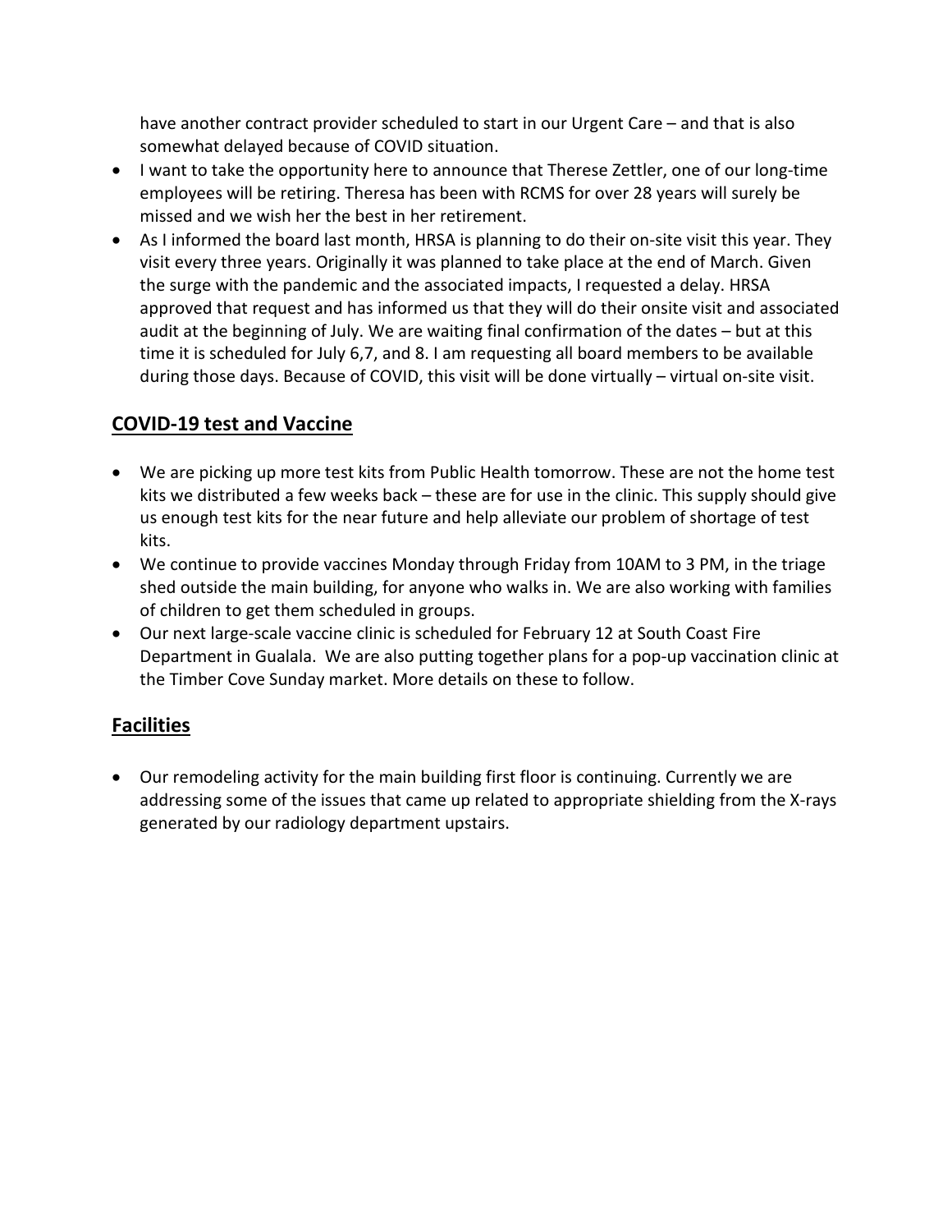have another contract provider scheduled to start in our Urgent Care – and that is also somewhat delayed because of COVID situation.

- I want to take the opportunity here to announce that Therese Zettler, one of our long-time employees will be retiring. Theresa has been with RCMS for over 28 years will surely be missed and we wish her the best in her retirement.
- As I informed the board last month, HRSA is planning to do their on-site visit this year. They visit every three years. Originally it was planned to take place at the end of March. Given the surge with the pandemic and the associated impacts, I requested a delay. HRSA approved that request and has informed us that they will do their onsite visit and associated audit at the beginning of July. We are waiting final confirmation of the dates – but at this time it is scheduled for July 6,7, and 8. I am requesting all board members to be available during those days. Because of COVID, this visit will be done virtually – virtual on-site visit.

## COVID-19 test and Vaccine

- We are picking up more test kits from Public Health tomorrow. These are not the home test kits we distributed a few weeks back – these are for use in the clinic. This supply should give us enough test kits for the near future and help alleviate our problem of shortage of test kits.
- We continue to provide vaccines Monday through Friday from 10AM to 3 PM, in the triage shed outside the main building, for anyone who walks in. We are also working with families of children to get them scheduled in groups.
- Our next large-scale vaccine clinic is scheduled for February 12 at South Coast Fire Department in Gualala. We are also putting together plans for a pop-up vaccination clinic at the Timber Cove Sunday market. More details on these to follow.

## Facilities

- Our remodeling activity for the main building first floor is continuing. Currently we are addressing some of the issues that came up related to appropriate shielding from the X-rays generated by our radiology department upstairs.